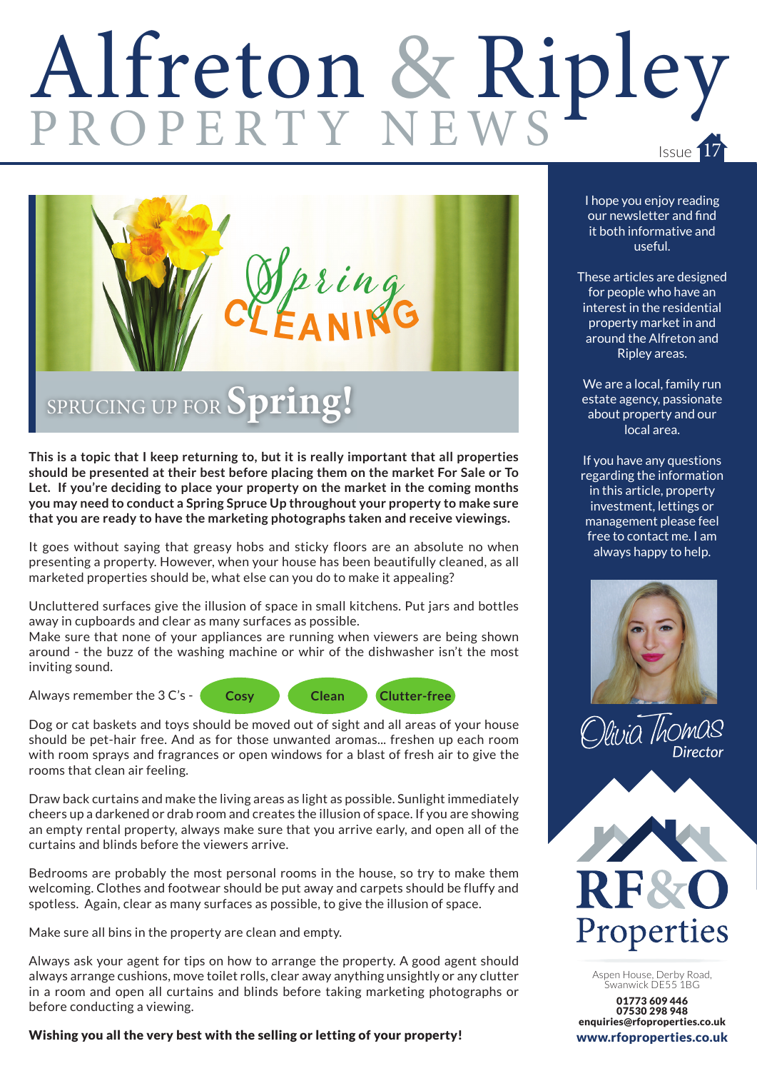# Alfreton & Ripley PROPERTY NEWS

Issue 17

## SPRUCING UP FOR Spring!

**This is a topic that I keep returning to, but it is really important that all properties should be presented at their best before placing them on the market For Sale or To Let. If you're deciding to place your property on the market in the coming months you may need to conduct a Spring Spruce Up throughout your property to make sure that you are ready to have the marketing photographs taken and receive viewings.**

It goes without saying that greasy hobs and sticky floors are an absolute no when presenting a property. However, when your house has been beautifully cleaned, as all marketed properties should be, what else can you do to make it appealing?

Uncluttered surfaces give the illusion of space in small kitchens. Put jars and bottles away in cupboards and clear as many surfaces as possible.
Make sure that none of your appliances are running when viewers are being shown around - the buzz of the washing machine or whir of the dishwasher isn't the most inviting sound.

Always remember the 3 C's - **Cosy** **Clean** **Clutter-free**

Dog or cat baskets and toys should be moved out of sight and all areas of your house should be pet-hair free. And as for those unwanted aromas... freshen up each room with room sprays and fragrances or open windows for a blast of fresh air to give the rooms that clean air feeling.

Draw back curtains and make the living areas as light as possible. Sunlight immediately cheers up a darkened or drab room and creates the illusion of space. If you are showing an empty rental property, always make sure that you arrive early, and open all of the curtains and blinds before the viewers arrive.

Bedrooms are probably the most personal rooms in the house, so try to make them welcoming. Clothes and footwear should be put away and carpets should be fluffy and spotless. Again, clear as many surfaces as possible, to give the illusion of space.

Make sure all bins in the property are clean and empty.

Always ask your agent for tips on how to arrange the property. A good agent should always arrange cushions, move toilet rolls, clear away anything unsightly or any clutter in a room and open all curtains and blinds before taking marketing photographs or before conducting a viewing.

**Wishing you all the very best with the selling or letting of your property!**

---

I hope you enjoy reading our newsletter and find it both informative and useful.

These articles are designed for people who have an interest in the residential property market in and around the Alfreton and Ripley areas.

We are a local, family run estate agency, passionate about property and our local area.

If you have any questions regarding the information in this article, property investment, lettings or management please feel free to contact me. I am always happy to help.

*Olivia Thomas*
*Director*

**RF&O Properties**

Aspen House, Derby Road, Swanwick DE55 1BG

**01773 609 446**
**07530 298 948**
**enquiries@rfoproperties.co.uk**
**www.rfoproperties.co.uk**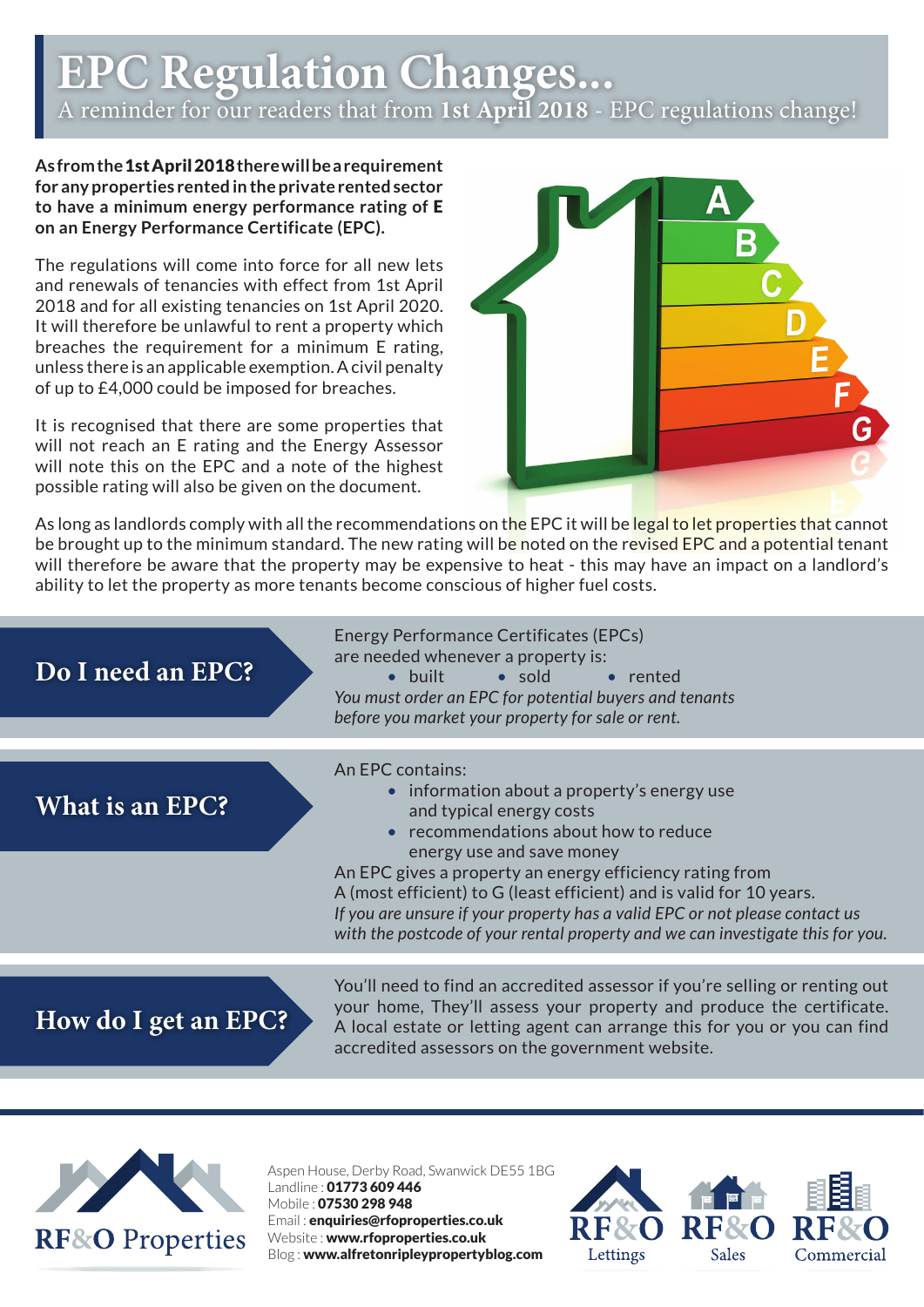# EPC Regulation Changes...

A reminder for our readers that from **1st April 2018** - EPC regulations change!

**As from the 1st April 2018 there will be a requirement for any properties rented in the private rented sector to have a minimum energy performance rating of E on an Energy Performance Certificate (EPC).**

The regulations will come into force for all new lets and renewals of tenancies with effect from 1st April 2018 and for all existing tenancies on 1st April 2020. It will therefore be unlawful to rent a property which breaches the requirement for a minimum E rating, unless there is an applicable exemption. A civil penalty of up to £4,000 could be imposed for breaches.

It is recognised that there are some properties that will not reach an E rating and the Energy Assessor will note this on the EPC and a note of the highest possible rating will also be given on the document.

As long as landlords comply with all the recommendations on the EPC it will be legal to let properties that cannot be brought up to the minimum standard. The new rating will be noted on the revised EPC and a potential tenant will therefore be aware that the property may be expensive to heat - this may have an impact on a landlord's ability to let the property as more tenants become conscious of higher fuel costs.

## Do I need an EPC?

Energy Performance Certificates (EPCs) are needed whenever a property is:

- built
- sold
- rented

*You must order an EPC for potential buyers and tenants before you market your property for sale or rent.*

## What is an EPC?

An EPC contains:

- information about a property's energy use and typical energy costs
- recommendations about how to reduce energy use and save money

An EPC gives a property an energy efficiency rating from A (most efficient) to G (least efficient) and is valid for 10 years.

*If you are unsure if your property has a valid EPC or not please contact us with the postcode of your rental property and we can investigate this for you.*

## How do I get an EPC?

You'll need to find an accredited assessor if you're selling or renting out your home, They'll assess your property and produce the certificate. A local estate or letting agent can arrange this for you or you can find accredited assessors on the government website.

RF&O Properties

Aspen House, Derby Road, Swanwick DE55 1BG
Landline : **01773 609 446**
Mobile : **07530 298 948**
Email : **enquiries@rfoproperties.co.uk**
Website : **www.rfoproperties.co.uk**
Blog : **www.alfretonripleypropertyblog.com**

RF&O Lettings | RF&O Sales | RF&O Commercial